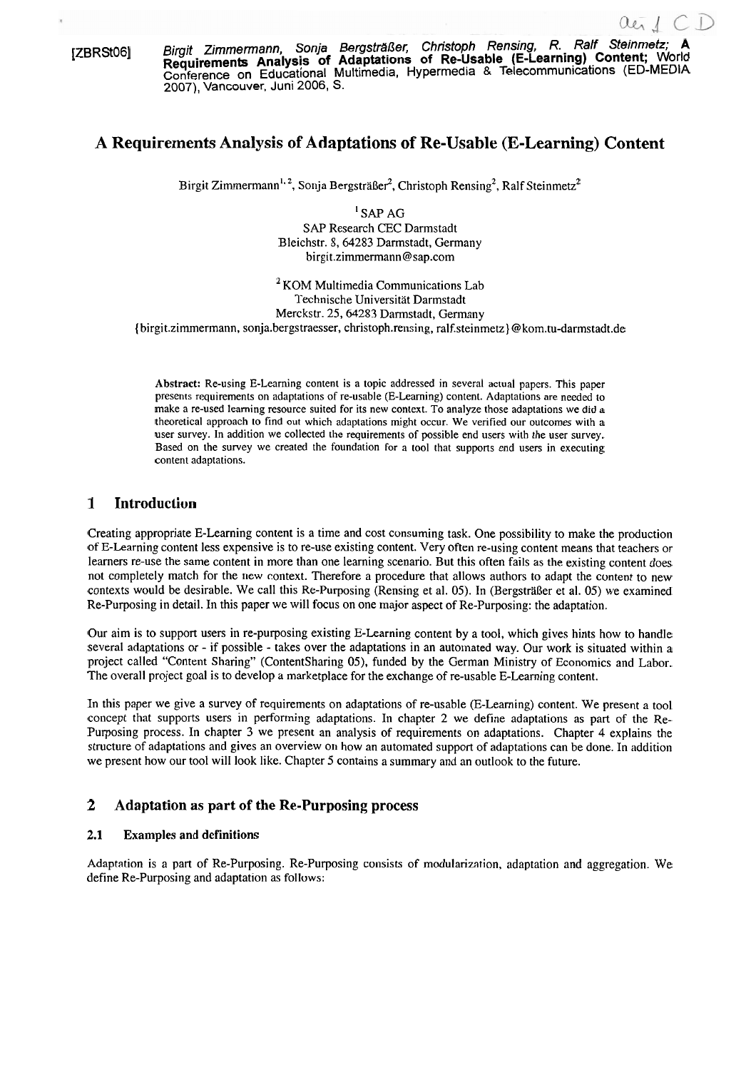[ZBRSt06] *Birgit Zimmermann, Sonja Bergsträßer, Christoph Rensing, R. Ralf Steinmetz;* **A Requirements Analysis of Adaptations of Re-Usable (E-Learning) Content;** World Conference on Educational Multimedia, Hypermedia & Telecommunications (ED-MEDIA 2007), Vancouver, Juni 2006, S.

# A Requirements Analysis of Adaptations of Re-Usable (E-Learning) Content

Birgit Zimmermann[1, 2], Sonja Bergsträßer[2], Christoph Rensing[2], Ralf Steinmetz[2]

[1] SAP AG
SAP Research CEC Darmstadt
Bleichstr. 8, 64283 Darmstadt, Germany
birgit.zimmermann@sap.com

[2] KOM Multimedia Communications Lab
Technische Universität Darmstadt
Merckstr. 25, 64283 Darmstadt, Germany
{birgit.zimmermann, sonja.bergstraesser, christoph.rensing, ralf.steinmetz}@kom.tu-darmstadt.de

**Abstract:** Re-using E-Learning content is a topic addressed in several actual papers. This paper presents requirements on adaptations of re-usable (E-Learning) content. Adaptations are needed to make a re-used learning resource suited for its new context. To analyze those adaptations we did a theoretical approach to find out which adaptations might occur. We verified our outcomes with a user survey. In addition we collected the requirements of possible end users with the user survey. Based on the survey we created the foundation for a tool that supports end users in executing content adaptations.

## 1 Introduction

Creating appropriate E-Learning content is a time and cost consuming task. One possibility to make the production of E-Learning content less expensive is to re-use existing content. Very often re-using content means that teachers or learners re-use the same content in more than one learning scenario. But this often fails as the existing content does not completely match for the new context. Therefore a procedure that allows authors to adapt the content to new contexts would be desirable. We call this Re-Purposing (Rensing et al. 05). In (Bergsträßer et al. 05) we examined Re-Purposing in detail. In this paper we will focus on one major aspect of Re-Purposing: the adaptation.

Our aim is to support users in re-purposing existing E-Learning content by a tool, which gives hints how to handle several adaptations or - if possible - takes over the adaptations in an automated way. Our work is situated within a project called "Content Sharing" (ContentSharing 05), funded by the German Ministry of Economics and Labor. The overall project goal is to develop a marketplace for the exchange of re-usable E-Learning content.

In this paper we give a survey of requirements on adaptations of re-usable (E-Learning) content. We present a tool concept that supports users in performing adaptations. In chapter 2 we define adaptations as part of the Re-Purposing process. In chapter 3 we present an analysis of requirements on adaptations. Chapter 4 explains the structure of adaptations and gives an overview on how an automated support of adaptations can be done. In addition we present how our tool will look like. Chapter 5 contains a summary and an outlook to the future.

## 2 Adaptation as part of the Re-Purposing process

### 2.1 Examples and definitions

Adaptation is a part of Re-Purposing. Re-Purposing consists of modularization, adaptation and aggregation. We define Re-Purposing and adaptation as follows: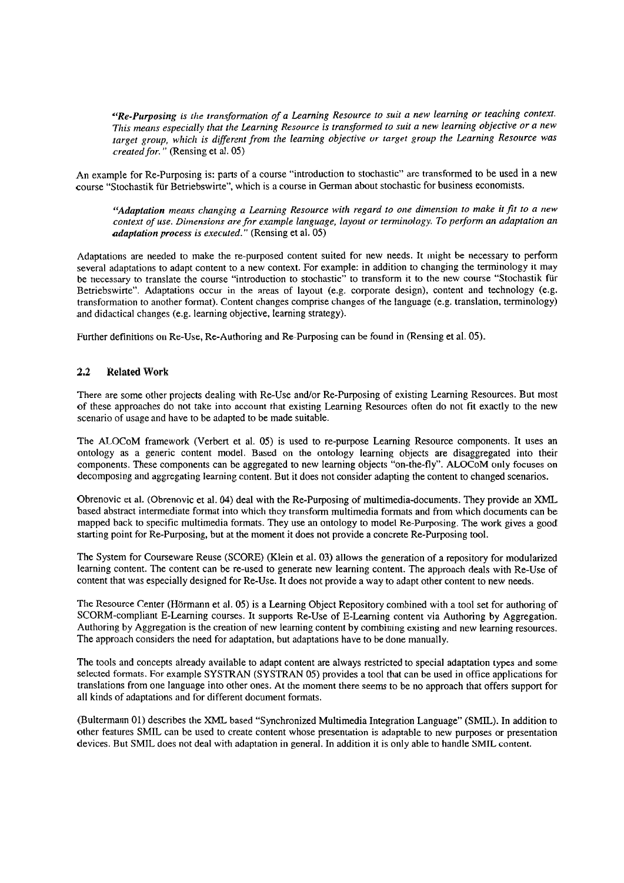> ***"Re-Purposing** is the transformation of a Learning Resource to suit a new learning or teaching context. This means especially that the Learning Resource is transformed to suit a new learning objective or a new target group, which is different from the learning objective or target group the Learning Resource was created for."* (Rensing et al. 05)

An example for Re-Purposing is: parts of a course "introduction to stochastic" are transformed to be used in a new course "Stochastik für Betriebswirte", which is a course in German about stochastic for business economists.

> ***"Adaptation** means changing a Learning Resource with regard to one dimension to make it fit to a new context of use. Dimensions are for example language, layout or terminology. To perform an adaptation an adaptation process is executed."* (Rensing et al. 05)

Adaptations are needed to make the re-purposed content suited for new needs. It might be necessary to perform several adaptations to adapt content to a new context. For example: in addition to changing the terminology it may be necessary to translate the course "introduction to stochastic" to transform it to the new course "Stochastik für Betriebswirte". Adaptations occur in the areas of layout (e.g. corporate design), content and technology (e.g. transformation to another format). Content changes comprise changes of the language (e.g. translation, terminology) and didactical changes (e.g. learning objective, learning strategy).

Further definitions on Re-Use, Re-Authoring and Re-Purposing can be found in (Rensing et al. 05).

## 2.2 Related Work

There are some other projects dealing with Re-Use and/or Re-Purposing of existing Learning Resources. But most of these approaches do not take into account that existing Learning Resources often do not fit exactly to the new scenario of usage and have to be adapted to be made suitable.

The ALOCoM framework (Verbert et al. 05) is used to re-purpose Learning Resource components. It uses an ontology as a generic content model. Based on the ontology learning objects are disaggregated into their components. These components can be aggregated to new learning objects "on-the-fly". ALOCoM only focuses on decomposing and aggregating learning content. But it does not consider adapting the content to changed scenarios.

Obrenovic et al. (Obrenovic et al. 04) deal with the Re-Purposing of multimedia-documents. They provide an XML based abstract intermediate format into which they transform multimedia formats and from which documents can be mapped back to specific multimedia formats. They use an ontology to model Re-Purposing. The work gives a good starting point for Re-Purposing, but at the moment it does not provide a concrete Re-Purposing tool.

The System for Courseware Reuse (SCORE) (Klein et al. 03) allows the generation of a repository for modularized learning content. The content can be re-used to generate new learning content. The approach deals with Re-Use of content that was especially designed for Re-Use. It does not provide a way to adapt other content to new needs.

The Resource Center (Hörmann et al. 05) is a Learning Object Repository combined with a tool set for authoring of SCORM-compliant E-Learning courses. It supports Re-Use of E-Learning content via Authoring by Aggregation. Authoring by Aggregation is the creation of new learning content by combining existing and new learning resources. The approach considers the need for adaptation, but adaptations have to be done manually.

The tools and concepts already available to adapt content are always restricted to special adaptation types and some selected formats. For example SYSTRAN (SYSTRAN 05) provides a tool that can be used in office applications for translations from one language into other ones. At the moment there seems to be no approach that offers support for all kinds of adaptations and for different document formats.

(Bultermann 01) describes the XML based "Synchronized Multimedia Integration Language" (SMIL). In addition to other features SMIL can be used to create content whose presentation is adaptable to new purposes or presentation devices. But SMIL does not deal with adaptation in general. In addition it is only able to handle SMIL content.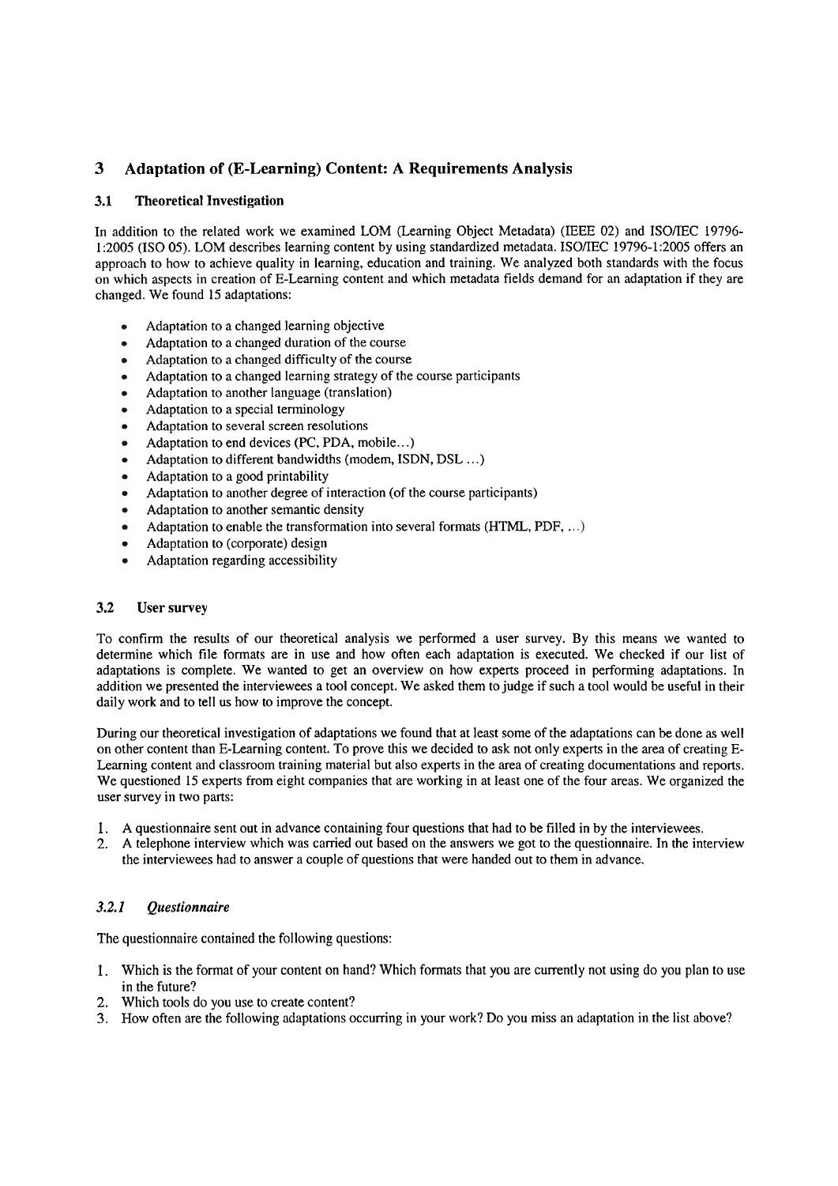## 3 Adaptation of (E-Learning) Content: A Requirements Analysis

### 3.1 Theoretical Investigation

In addition to the related work we examined LOM (Learning Object Metadata) (IEEE 02) and ISO/IEC 19796-1:2005 (ISO 05). LOM describes learning content by using standardized metadata. ISO/IEC 19796-1:2005 offers an approach to how to achieve quality in learning, education and training. We analyzed both standards with the focus on which aspects in creation of E-Learning content and which metadata fields demand for an adaptation if they are changed. We found 15 adaptations:

- Adaptation to a changed learning objective
- Adaptation to a changed duration of the course
- Adaptation to a changed difficulty of the course
- Adaptation to a changed learning strategy of the course participants
- Adaptation to another language (translation)
- Adaptation to a special terminology
- Adaptation to several screen resolutions
- Adaptation to end devices (PC, PDA, mobile…)
- Adaptation to different bandwidths (modem, ISDN, DSL …)
- Adaptation to a good printability
- Adaptation to another degree of interaction (of the course participants)
- Adaptation to another semantic density
- Adaptation to enable the transformation into several formats (HTML, PDF, …)
- Adaptation to (corporate) design
- Adaptation regarding accessibility

### 3.2 User survey

To confirm the results of our theoretical analysis we performed a user survey. By this means we wanted to determine which file formats are in use and how often each adaptation is executed. We checked if our list of adaptations is complete. We wanted to get an overview on how experts proceed in performing adaptations. In addition we presented the interviewees a tool concept. We asked them to judge if such a tool would be useful in their daily work and to tell us how to improve the concept.

During our theoretical investigation of adaptations we found that at least some of the adaptations can be done as well on other content than E-Learning content. To prove this we decided to ask not only experts in the area of creating E-Learning content and classroom training material but also experts in the area of creating documentations and reports. We questioned 15 experts from eight companies that are working in at least one of the four areas. We organized the user survey in two parts:

1. A questionnaire sent out in advance containing four questions that had to be filled in by the interviewees.
2. A telephone interview which was carried out based on the answers we got to the questionnaire. In the interview the interviewees had to answer a couple of questions that were handed out to them in advance.

#### *3.2.1 Questionnaire*

The questionnaire contained the following questions:

1. Which is the format of your content on hand? Which formats that you are currently not using do you plan to use in the future?
2. Which tools do you use to create content?
3. How often are the following adaptations occurring in your work? Do you miss an adaptation in the list above?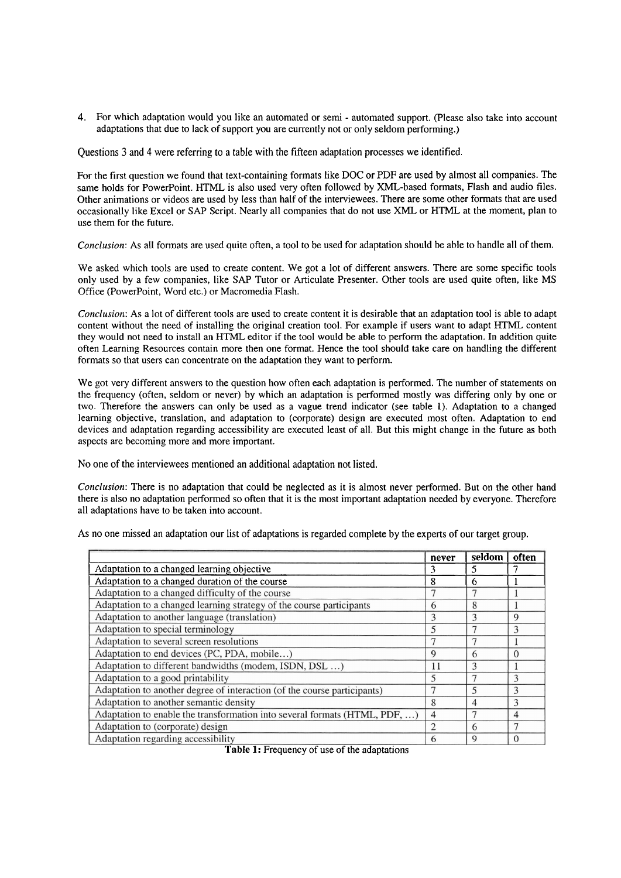4. For which adaptation would you like an automated or semi - automated support. (Please also take into account adaptations that due to lack of support you are currently not or only seldom performing.)

Questions 3 and 4 were referring to a table with the fifteen adaptation processes we identified.

For the first question we found that text-containing formats like DOC or PDF are used by almost all companies. The same holds for PowerPoint. HTML is also used very often followed by XML-based formats, Flash and audio files. Other animations or videos are used by less than half of the interviewees. There are some other formats that are used occasionally like Excel or SAP Script. Nearly all companies that do not use XML or HTML at the moment, plan to use them for the future.

*Conclusion*: As all formats are used quite often, a tool to be used for adaptation should be able to handle all of them.

We asked which tools are used to create content. We got a lot of different answers. There are some specific tools only used by a few companies, like SAP Tutor or Articulate Presenter. Other tools are used quite often, like MS Office (PowerPoint, Word etc.) or Macromedia Flash.

*Conclusion*: As a lot of different tools are used to create content it is desirable that an adaptation tool is able to adapt content without the need of installing the original creation tool. For example if users want to adapt HTML content they would not need to install an HTML editor if the tool would be able to perform the adaptation. In addition quite often Learning Resources contain more then one format. Hence the tool should take care on handling the different formats so that users can concentrate on the adaptation they want to perform.

We got very different answers to the question how often each adaptation is performed. The number of statements on the frequency (often, seldom or never) by which an adaptation is performed mostly was differing only by one or two. Therefore the answers can only be used as a vague trend indicator (see table 1). Adaptation to a changed learning objective, translation, and adaptation to (corporate) design are executed most often. Adaptation to end devices and adaptation regarding accessibility are executed least of all. But this might change in the future as both aspects are becoming more and more important.

No one of the interviewees mentioned an additional adaptation not listed.

*Conclusion*: There is no adaptation that could be neglected as it is almost never performed. But on the other hand there is also no adaptation performed so often that it is the most important adaptation needed by everyone. Therefore all adaptations have to be taken into account.

As no one missed an adaptation our list of adaptations is regarded complete by the experts of our target group.

| | never | seldom | often |
|---|---|---|---|
| Adaptation to a changed learning objective | 3 | 5 | 7 |
| Adaptation to a changed duration of the course | 8 | 6 | 1 |
| Adaptation to a changed difficulty of the course | 7 | 7 | 1 |
| Adaptation to a changed learning strategy of the course participants | 6 | 8 | 1 |
| Adaptation to another language (translation) | 3 | 3 | 9 |
| Adaptation to special terminology | 5 | 7 | 3 |
| Adaptation to several screen resolutions | 7 | 7 | 1 |
| Adaptation to end devices (PC, PDA, mobile…) | 9 | 6 | 0 |
| Adaptation to different bandwidths (modem, ISDN, DSL …) | 11 | 3 | 1 |
| Adaptation to a good printability | 5 | 7 | 3 |
| Adaptation to another degree of interaction (of the course participants) | 7 | 5 | 3 |
| Adaptation to another semantic density | 8 | 4 | 3 |
| Adaptation to enable the transformation into several formats (HTML, PDF, …) | 4 | 7 | 4 |
| Adaptation to (corporate) design | 2 | 6 | 7 |
| Adaptation regarding accessibility | 6 | 9 | 0 |

**Table 1:** Frequency of use of the adaptations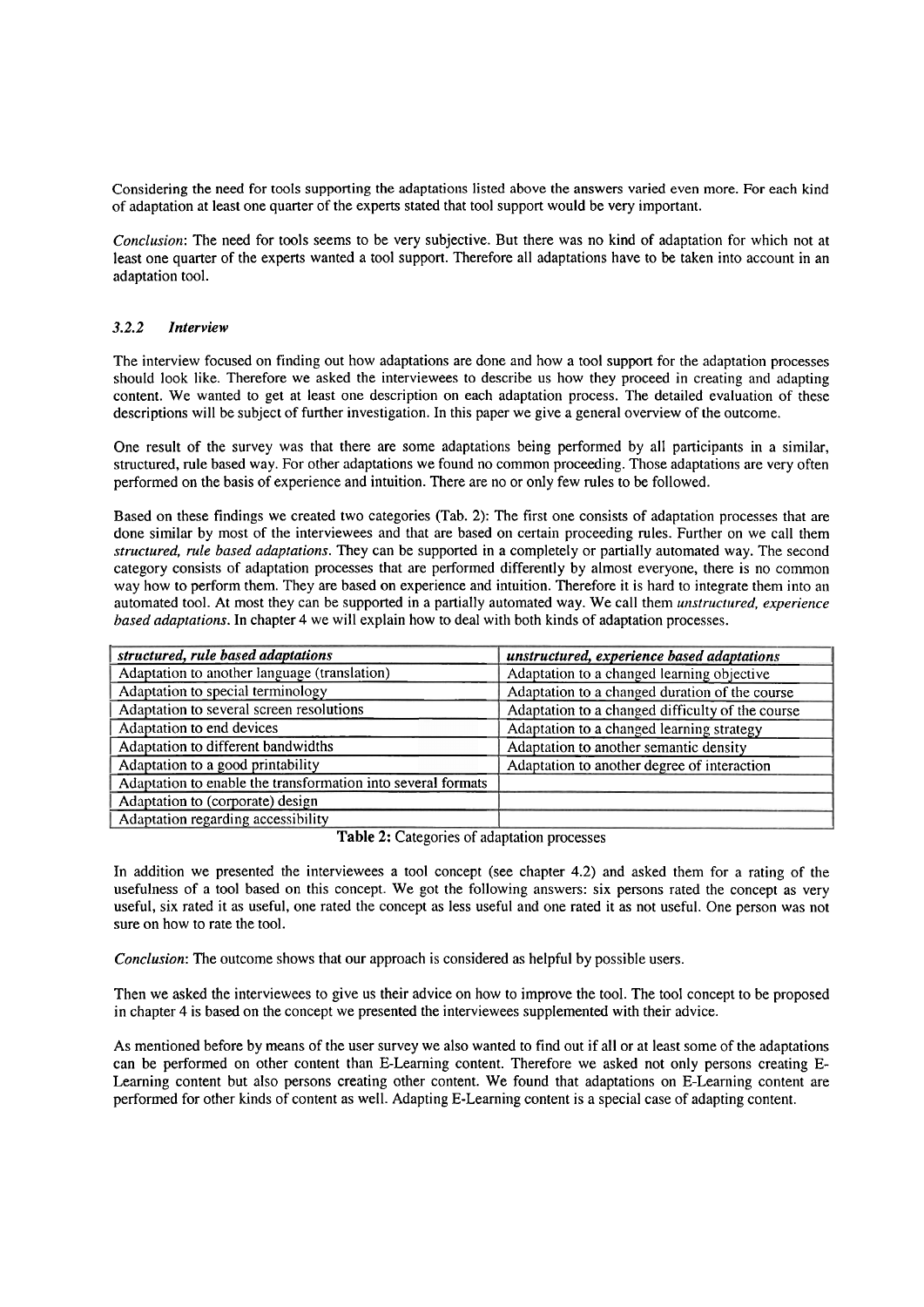Considering the need for tools supporting the adaptations listed above the answers varied even more. For each kind of adaptation at least one quarter of the experts stated that tool support would be very important.

*Conclusion*: The need for tools seems to be very subjective. But there was no kind of adaptation for which not at least one quarter of the experts wanted a tool support. Therefore all adaptations have to be taken into account in an adaptation tool.

### 3.2.2 *Interview*

The interview focused on finding out how adaptations are done and how a tool support for the adaptation processes should look like. Therefore we asked the interviewees to describe us how they proceed in creating and adapting content. We wanted to get at least one description on each adaptation process. The detailed evaluation of these descriptions will be subject of further investigation. In this paper we give a general overview of the outcome.

One result of the survey was that there are some adaptations being performed by all participants in a similar, structured, rule based way. For other adaptations we found no common proceeding. Those adaptations are very often performed on the basis of experience and intuition. There are no or only few rules to be followed.

Based on these findings we created two categories (Tab. 2): The first one consists of adaptation processes that are done similar by most of the interviewees and that are based on certain proceeding rules. Further on we call them *structured, rule based adaptations*. They can be supported in a completely or partially automated way. The second category consists of adaptation processes that are performed differently by almost everyone, there is no common way how to perform them. They are based on experience and intuition. Therefore it is hard to integrate them into an automated tool. At most they can be supported in a partially automated way. We call them *unstructured, experience based adaptations*. In chapter 4 we will explain how to deal with both kinds of adaptation processes.

| *structured, rule based adaptations* | *unstructured, experience based adaptations* |
| --- | --- |
| Adaptation to another language (translation) | Adaptation to a changed learning objective |
| Adaptation to special terminology | Adaptation to a changed duration of the course |
| Adaptation to several screen resolutions | Adaptation to a changed difficulty of the course |
| Adaptation to end devices | Adaptation to a changed learning strategy |
| Adaptation to different bandwidths | Adaptation to another semantic density |
| Adaptation to a good printability | Adaptation to another degree of interaction |
| Adaptation to enable the transformation into several formats | |
| Adaptation to (corporate) design | |
| Adaptation regarding accessibility | |

**Table 2:** Categories of adaptation processes

In addition we presented the interviewees a tool concept (see chapter 4.2) and asked them for a rating of the usefulness of a tool based on this concept. We got the following answers: six persons rated the concept as very useful, six rated it as useful, one rated the concept as less useful and one rated it as not useful. One person was not sure on how to rate the tool.

*Conclusion*: The outcome shows that our approach is considered as helpful by possible users.

Then we asked the interviewees to give us their advice on how to improve the tool. The tool concept to be proposed in chapter 4 is based on the concept we presented the interviewees supplemented with their advice.

As mentioned before by means of the user survey we also wanted to find out if all or at least some of the adaptations can be performed on other content than E-Learning content. Therefore we asked not only persons creating E-Learning content but also persons creating other content. We found that adaptations on E-Learning content are performed for other kinds of content as well. Adapting E-Learning content is a special case of adapting content.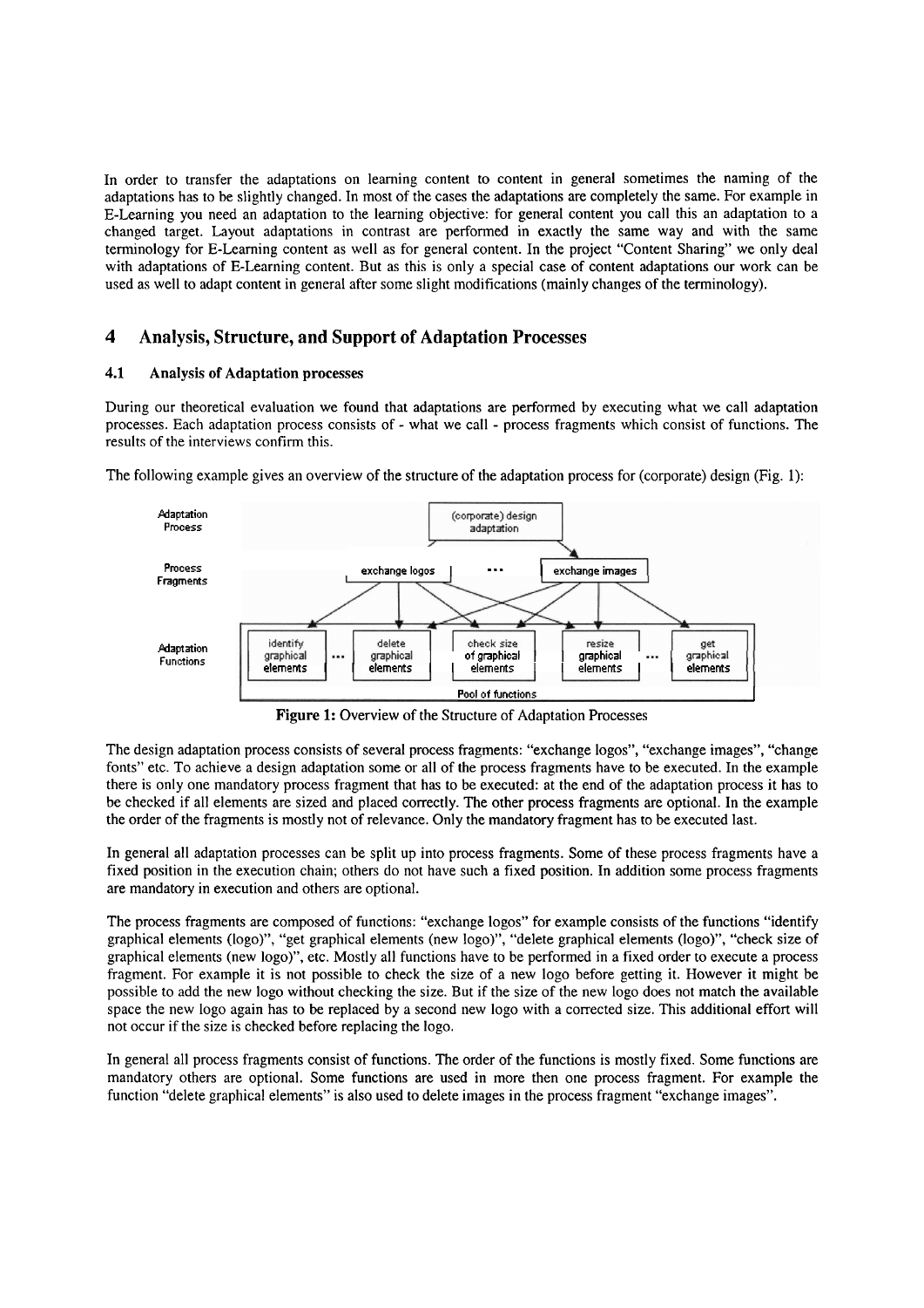In order to transfer the adaptations on learning content to content in general sometimes the naming of the adaptations has to be slightly changed. In most of the cases the adaptations are completely the same. For example in E-Learning you need an adaptation to the learning objective: for general content you call this an adaptation to a changed target. Layout adaptations in contrast are performed in exactly the same way and with the same terminology for E-Learning content as well as for general content. In the project "Content Sharing" we only deal with adaptations of E-Learning content. But as this is only a special case of content adaptations our work can be used as well to adapt content in general after some slight modifications (mainly changes of the terminology).

## 4 Analysis, Structure, and Support of Adaptation Processes

### 4.1 Analysis of Adaptation processes

During our theoretical evaluation we found that adaptations are performed by executing what we call adaptation processes. Each adaptation process consists of - what we call - process fragments which consist of functions. The results of the interviews confirm this.

The following example gives an overview of the structure of the adaptation process for (corporate) design (Fig. 1):

Adaptation Process: (corporate) design adaptation

Process Fragments: exchange logos ... exchange images

Adaptation Functions: identify graphical elements ... delete graphical elements | check size of graphical elements | resize graphical elements ... get graphical elements

Pool of functions

**Figure 1:** Overview of the Structure of Adaptation Processes

The design adaptation process consists of several process fragments: "exchange logos", "exchange images", "change fonts" etc. To achieve a design adaptation some or all of the process fragments have to be executed. In the example there is only one mandatory process fragment that has to be executed: at the end of the adaptation process it has to be checked if all elements are sized and placed correctly. The other process fragments are optional. In the example the order of the fragments is mostly not of relevance. Only the mandatory fragment has to be executed last.

In general all adaptation processes can be split up into process fragments. Some of these process fragments have a fixed position in the execution chain; others do not have such a fixed position. In addition some process fragments are mandatory in execution and others are optional.

The process fragments are composed of functions: "exchange logos" for example consists of the functions "identify graphical elements (logo)", "get graphical elements (new logo)", "delete graphical elements (logo)", "check size of graphical elements (new logo)", etc. Mostly all functions have to be performed in a fixed order to execute a process fragment. For example it is not possible to check the size of a new logo before getting it. However it might be possible to add the new logo without checking the size. But if the size of the new logo does not match the available space the new logo again has to be replaced by a second new logo with a corrected size. This additional effort will not occur if the size is checked before replacing the logo.

In general all process fragments consist of functions. The order of the functions is mostly fixed. Some functions are mandatory others are optional. Some functions are used in more then one process fragment. For example the function "delete graphical elements" is also used to delete images in the process fragment "exchange images".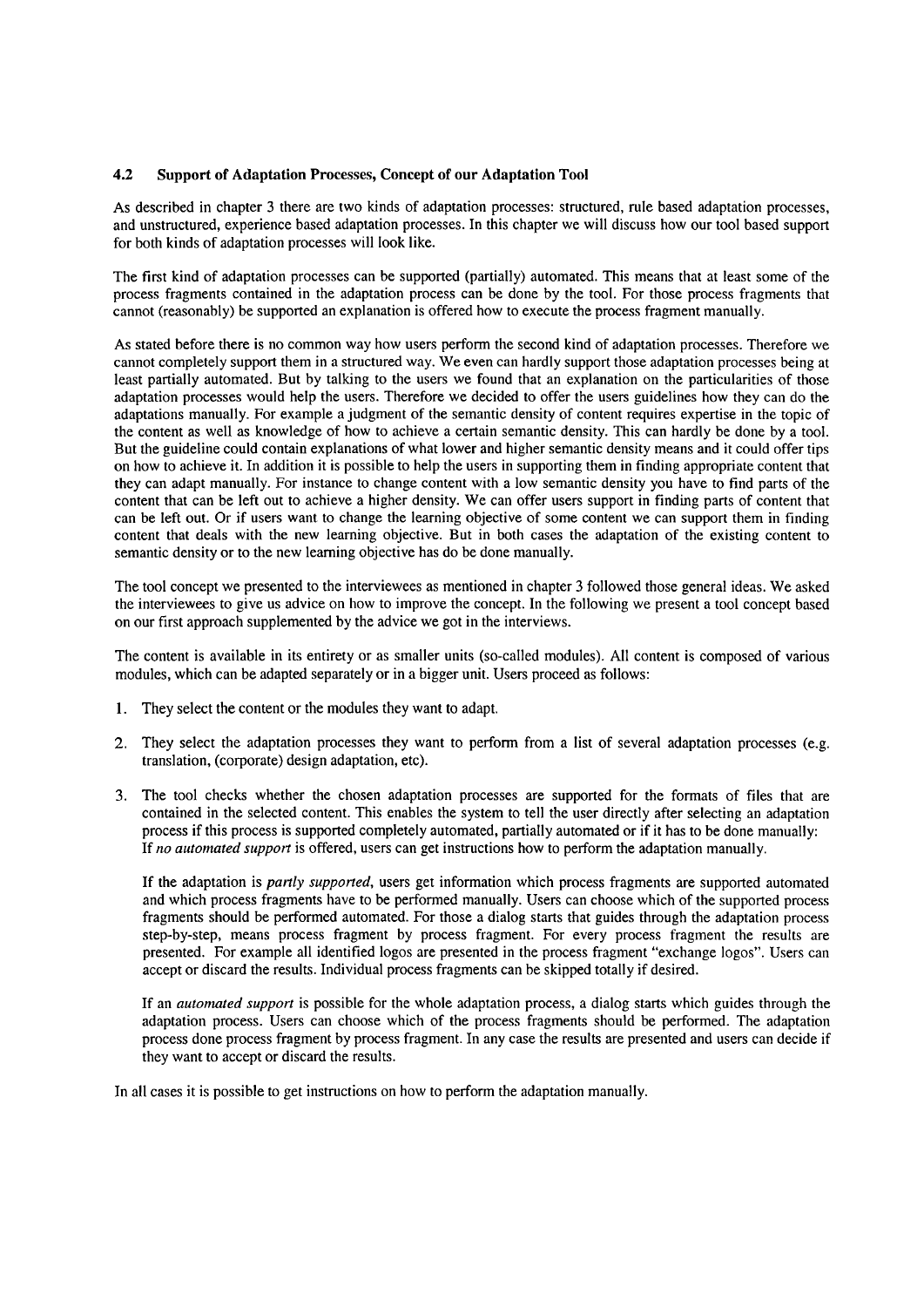### 4.2 Support of Adaptation Processes, Concept of our Adaptation Tool

As described in chapter 3 there are two kinds of adaptation processes: structured, rule based adaptation processes, and unstructured, experience based adaptation processes. In this chapter we will discuss how our tool based support for both kinds of adaptation processes will look like.

The first kind of adaptation processes can be supported (partially) automated. This means that at least some of the process fragments contained in the adaptation process can be done by the tool. For those process fragments that cannot (reasonably) be supported an explanation is offered how to execute the process fragment manually.

As stated before there is no common way how users perform the second kind of adaptation processes. Therefore we cannot completely support them in a structured way. We even can hardly support those adaptation processes being at least partially automated. But by talking to the users we found that an explanation on the particularities of those adaptation processes would help the users. Therefore we decided to offer the users guidelines how they can do the adaptations manually. For example a judgment of the semantic density of content requires expertise in the topic of the content as well as knowledge of how to achieve a certain semantic density. This can hardly be done by a tool. But the guideline could contain explanations of what lower and higher semantic density means and it could offer tips on how to achieve it. In addition it is possible to help the users in supporting them in finding appropriate content that they can adapt manually. For instance to change content with a low semantic density you have to find parts of the content that can be left out to achieve a higher density. We can offer users support in finding parts of content that can be left out. Or if users want to change the learning objective of some content we can support them in finding content that deals with the new learning objective. But in both cases the adaptation of the existing content to semantic density or to the new learning objective has do be done manually.

The tool concept we presented to the interviewees as mentioned in chapter 3 followed those general ideas. We asked the interviewees to give us advice on how to improve the concept. In the following we present a tool concept based on our first approach supplemented by the advice we got in the interviews.

The content is available in its entirety or as smaller units (so-called modules). All content is composed of various modules, which can be adapted separately or in a bigger unit. Users proceed as follows:

1. They select the content or the modules they want to adapt.

2. They select the adaptation processes they want to perform from a list of several adaptation processes (e.g. translation, (corporate) design adaptation, etc).

3. The tool checks whether the chosen adaptation processes are supported for the formats of files that are contained in the selected content. This enables the system to tell the user directly after selecting an adaptation process if this process is supported completely automated, partially automated or if it has to be done manually: If *no automated support* is offered, users can get instructions how to perform the adaptation manually.

   If the adaptation is *partly supported*, users get information which process fragments are supported automated and which process fragments have to be performed manually. Users can choose which of the supported process fragments should be performed automated. For those a dialog starts that guides through the adaptation process step-by-step, means process fragment by process fragment. For every process fragment the results are presented. For example all identified logos are presented in the process fragment "exchange logos". Users can accept or discard the results. Individual process fragments can be skipped totally if desired.

   If an *automated support* is possible for the whole adaptation process, a dialog starts which guides through the adaptation process. Users can choose which of the process fragments should be performed. The adaptation process done process fragment by process fragment. In any case the results are presented and users can decide if they want to accept or discard the results.

In all cases it is possible to get instructions on how to perform the adaptation manually.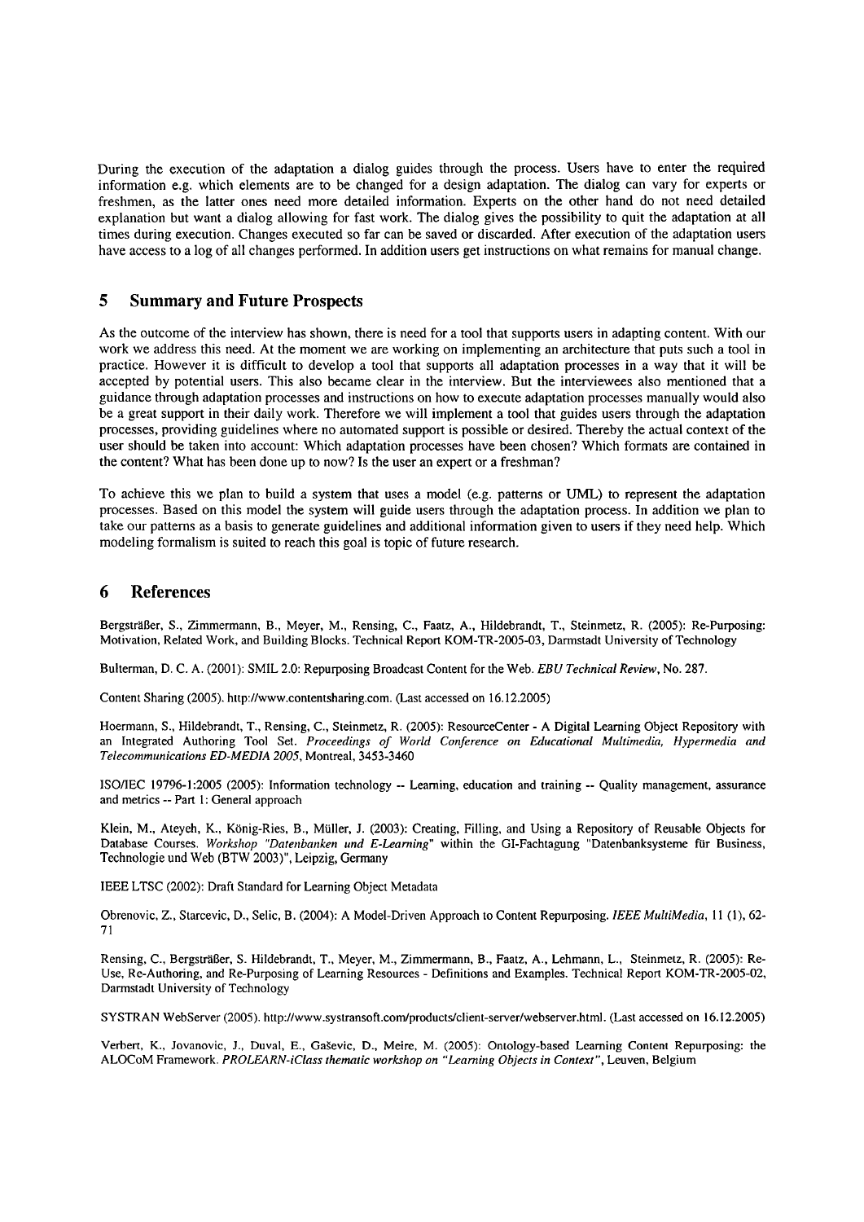During the execution of the adaptation a dialog guides through the process. Users have to enter the required information e.g. which elements are to be changed for a design adaptation. The dialog can vary for experts or freshmen, as the latter ones need more detailed information. Experts on the other hand do not need detailed explanation but want a dialog allowing for fast work. The dialog gives the possibility to quit the adaptation at all times during execution. Changes executed so far can be saved or discarded. After execution of the adaptation users have access to a log of all changes performed. In addition users get instructions on what remains for manual change.

## 5 Summary and Future Prospects

As the outcome of the interview has shown, there is need for a tool that supports users in adapting content. With our work we address this need. At the moment we are working on implementing an architecture that puts such a tool in practice. However it is difficult to develop a tool that supports all adaptation processes in a way that it will be accepted by potential users. This also became clear in the interview. But the interviewees also mentioned that a guidance through adaptation processes and instructions on how to execute adaptation processes manually would also be a great support in their daily work. Therefore we will implement a tool that guides users through the adaptation processes, providing guidelines where no automated support is possible or desired. Thereby the actual context of the user should be taken into account: Which adaptation processes have been chosen? Which formats are contained in the content? What has been done up to now? Is the user an expert or a freshman?

To achieve this we plan to build a system that uses a model (e.g. patterns or UML) to represent the adaptation processes. Based on this model the system will guide users through the adaptation process. In addition we plan to take our patterns as a basis to generate guidelines and additional information given to users if they need help. Which modeling formalism is suited to reach this goal is topic of future research.

## 6 References

Bergsträßer, S., Zimmermann, B., Meyer, M., Rensing, C., Faatz, A., Hildebrandt, T., Steinmetz, R. (2005): Re-Purposing: Motivation, Related Work, and Building Blocks. Technical Report KOM-TR-2005-03, Darmstadt University of Technology

Bulterman, D. C. A. (2001): SMIL 2.0: Repurposing Broadcast Content for the Web. *EBU Technical Review*, No. 287.

Content Sharing (2005). http://www.contentsharing.com. (Last accessed on 16.12.2005)

Hoermann, S., Hildebrandt, T., Rensing, C., Steinmetz, R. (2005): ResourceCenter - A Digital Learning Object Repository with an Integrated Authoring Tool Set. *Proceedings of World Conference on Educational Multimedia, Hypermedia and Telecommunications ED-MEDIA 2005*, Montreal, 3453-3460

ISO/IEC 19796-1:2005 (2005): Information technology -- Learning, education and training -- Quality management, assurance and metrics -- Part 1: General approach

Klein, M., Ateyeh, K., König-Ries, B., Müller, J. (2003): Creating, Filling, and Using a Repository of Reusable Objects for Database Courses. *Workshop "Datenbanken und E-Learning"* within the GI-Fachtagung "Datenbanksysteme für Business, Technologie und Web (BTW 2003)", Leipzig, Germany

IEEE LTSC (2002): Draft Standard for Learning Object Metadata

Obrenovic, Z., Starcevic, D., Selic, B. (2004): A Model-Driven Approach to Content Repurposing. *IEEE MultiMedia*, 11 (1), 62-71

Rensing, C., Bergsträßer, S. Hildebrandt, T., Meyer, M., Zimmermann, B., Faatz, A., Lehmann, L., Steinmetz, R. (2005): Re-Use, Re-Authoring, and Re-Purposing of Learning Resources - Definitions and Examples. Technical Report KOM-TR-2005-02, Darmstadt University of Technology

SYSTRAN WebServer (2005). http://www.systransoft.com/products/client-server/webserver.html. (Last accessed on 16.12.2005)

Verbert, K., Jovanovic, J., Duval, E., Gaševic, D., Meire, M. (2005): Ontology-based Learning Content Repurposing: the ALOCoM Framework. *PROLEARN-iClass thematic workshop on "Learning Objects in Context"*, Leuven, Belgium